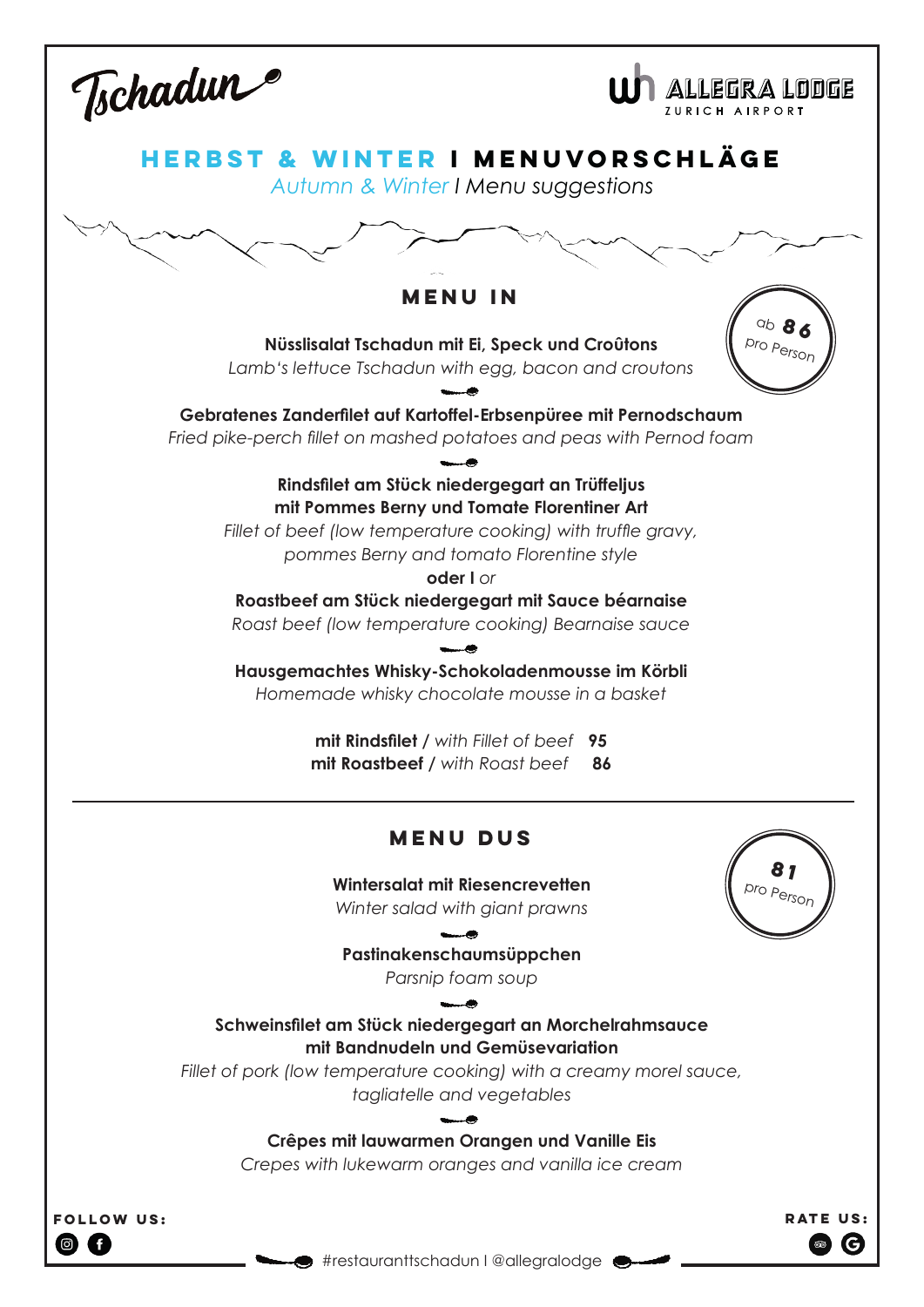Tschadun

ALLEGRA LODGE
ZURICH AIRPORT

# HERBST & WINTER I MENUVORSCHLÄGE

*Autumn & Winter I Menu suggestions*

## MENU IN

ab **86** pro Person

**Nüsslisalat Tschadun mit Ei, Speck und Croûtons**
*Lamb's lettuce Tschadun with egg, bacon and croutons*

**Gebratenes Zanderfilet auf Kartoffel-Erbsenpüree mit Pernodschaum**
*Fried pike-perch fillet on mashed potatoes and peas with Pernod foam*

**Rindsfilet am Stück niedergegart an Trüffeljus mit Pommes Berny und Tomate Florentiner Art**
*Fillet of beef (low temperature cooking) with truffle gravy, pommes Berny and tomato Florentine style*

**oder I** *or*

**Roastbeef am Stück niedergegart mit Sauce béarnaise**
*Roast beef (low temperature cooking) Bearnaise sauce*

**Hausgemachtes Whisky-Schokoladenmousse im Körbli**
*Homemade whisky chocolate mousse in a basket*

**mit Rindsfilet /** *with Fillet of beef* **95**
**mit Roastbeef /** *with Roast beef* **86**

## MENU DUS

**81** pro Person

**Wintersalat mit Riesencrevetten**
*Winter salad with giant prawns*

**Pastinakenschaumsüppchen**
*Parsnip foam soup*

**Schweinsfilet am Stück niedergegart an Morchelrahmsauce mit Bandnudeln und Gemüsevariation**
*Fillet of pork (low temperature cooking) with a creamy morel sauce, tagliatelle and vegetables*

**Crêpes mit lauwarmen Orangen und Vanille Eis**
*Crepes with lukewarm oranges and vanilla ice cream*

**FOLLOW US:**

#restauranttschadun I @allegralodge

**RATE US:**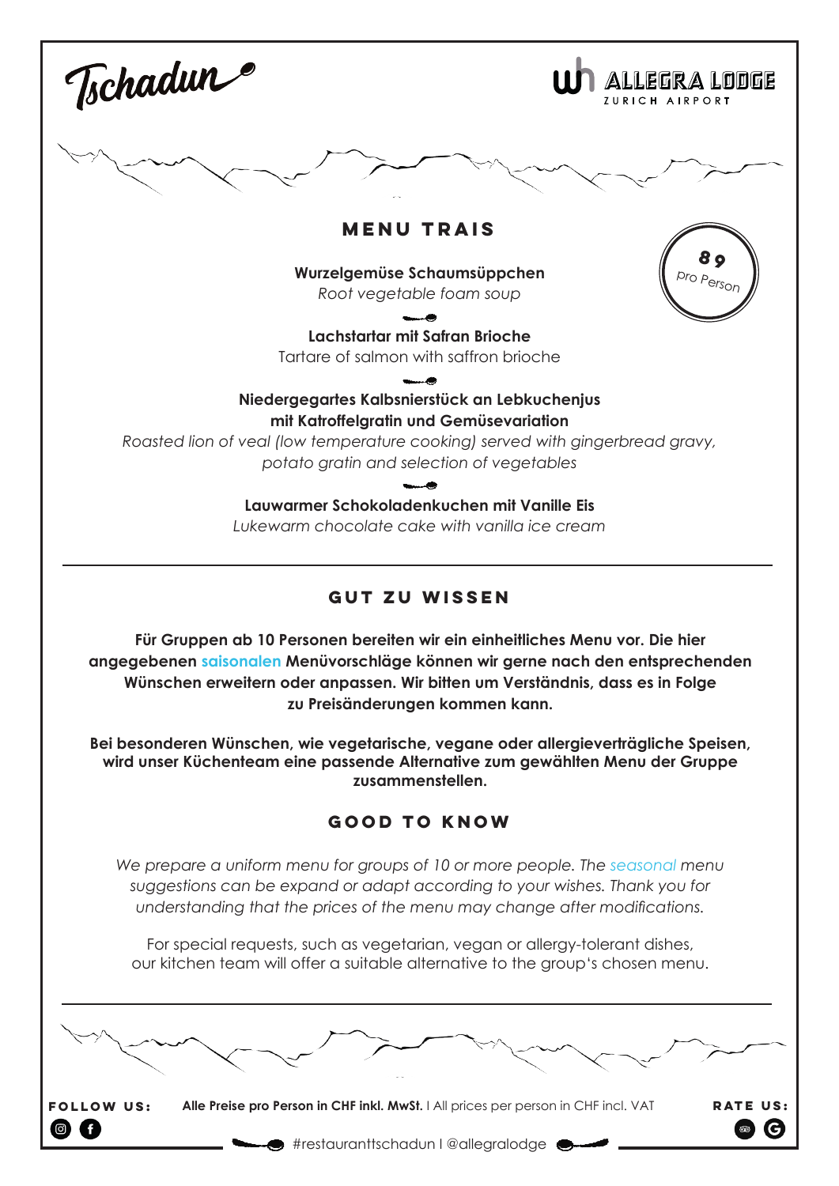Tschadun

ALLEGRA LODGE
ZURICH AIRPORT

## MENU TRAIS

89
Pro Person

**Wurzelgemüse Schaumsüppchen**
*Root vegetable foam soup*

**Lachstartar mit Safran Brioche**
Tartare of salmon with saffron brioche

**Niedergegartes Kalbsnierstück an Lebkuchenjus mit Katroffelgratin und Gemüsevariation**
*Roasted lion of veal (low temperature cooking) served with gingerbread gravy, potato gratin and selection of vegetables*

**Lauwarmer Schokoladenkuchen mit Vanille Eis**
*Lukewarm chocolate cake with vanilla ice cream*

---

## GUT ZU WISSEN

**Für Gruppen ab 10 Personen bereiten wir ein einheitliches Menu vor. Die hier angegebenen saisonalen Menüvorschläge können wir gerne nach den entsprechenden Wünschen erweitern oder anpassen. Wir bitten um Verständnis, dass es in Folge zu Preisänderungen kommen kann.**

**Bei besonderen Wünschen, wie vegetarische, vegane oder allergieverträgliche Speisen, wird unser Küchenteam eine passende Alternative zum gewählten Menu der Gruppe zusammenstellen.**

## GOOD TO KNOW

*We prepare a uniform menu for groups of 10 or more people. The seasonal menu suggestions can be expand or adapt according to your wishes. Thank you for understanding that the prices of the menu may change after modifications.*

For special requests, such as vegetarian, vegan or allergy-tolerant dishes, our kitchen team will offer a suitable alternative to the group's chosen menu.

---

FOLLOW US:

**Alle Preise pro Person in CHF inkl. MwSt.** I All prices per person in CHF incl. VAT

RATE US:

#restauranttschadun I @allegralodge